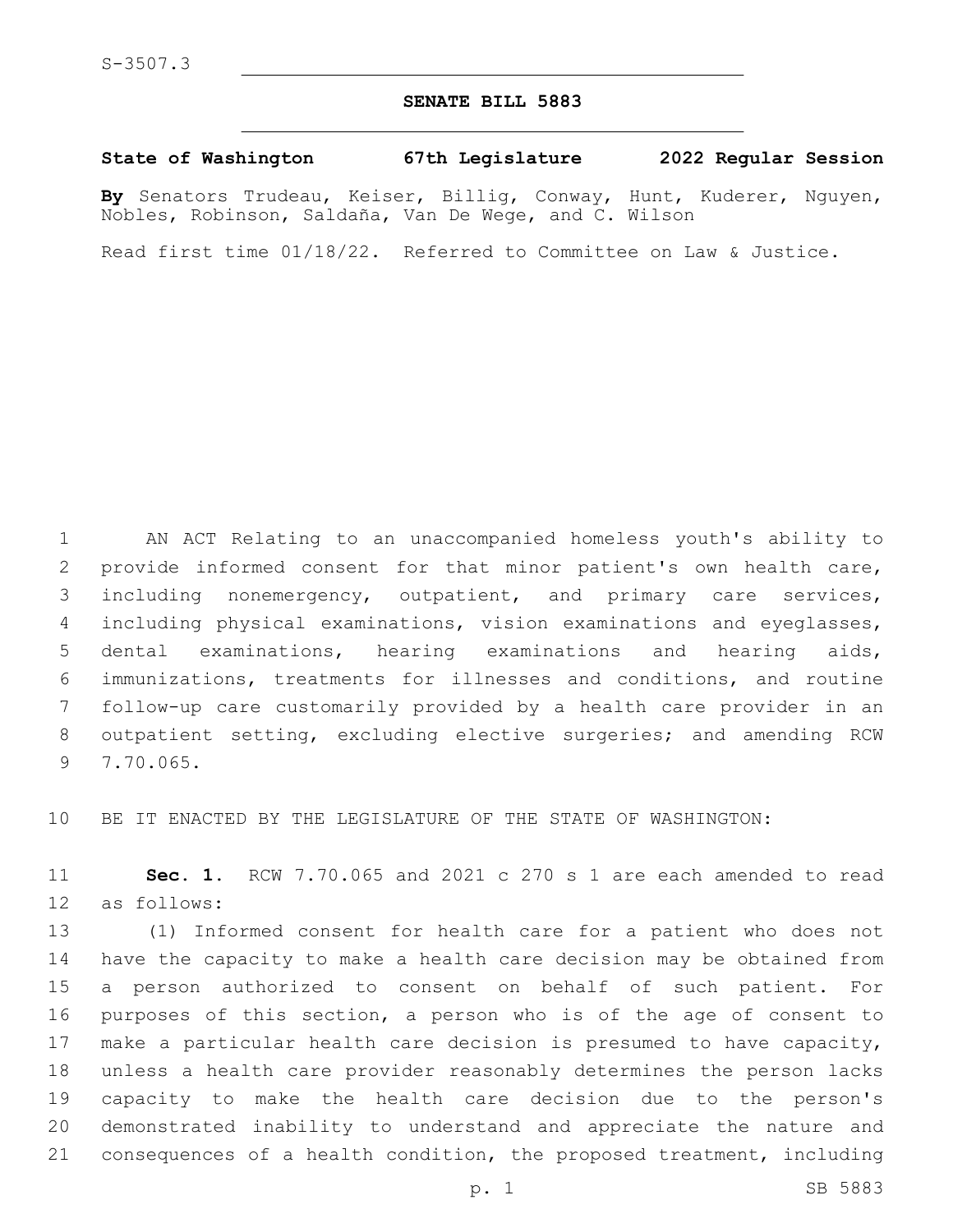S-3507.3

# SENATE BILL 5883

**State of Washington 67th Legislature 2022 Regular Session**

**By** Senators Trudeau, Keiser, Billig, Conway, Hunt, Kuderer, Nguyen, Nobles, Robinson, Saldaña, Van De Wege, and C. Wilson

Read first time 01/18/22. Referred to Committee on Law & Justice.

AN ACT Relating to an unaccompanied homeless youth's ability to provide informed consent for that minor patient's own health care, including nonemergency, outpatient, and primary care services, including physical examinations, vision examinations and eyeglasses, dental examinations, hearing examinations and hearing aids, immunizations, treatments for illnesses and conditions, and routine follow-up care customarily provided by a health care provider in an outpatient setting, excluding elective surgeries; and amending RCW 7.70.065.

BE IT ENACTED BY THE LEGISLATURE OF THE STATE OF WASHINGTON:

**Sec. 1.** RCW 7.70.065 and 2021 c 270 s 1 are each amended to read as follows:

(1) Informed consent for health care for a patient who does not have the capacity to make a health care decision may be obtained from a person authorized to consent on behalf of such patient. For purposes of this section, a person who is of the age of consent to make a particular health care decision is presumed to have capacity, unless a health care provider reasonably determines the person lacks capacity to make the health care decision due to the person's demonstrated inability to understand and appreciate the nature and consequences of a health condition, the proposed treatment, including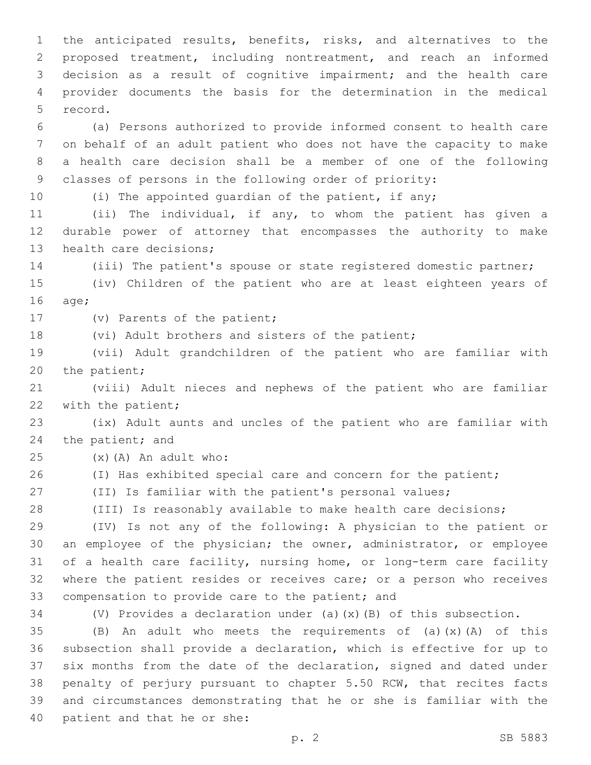the anticipated results, benefits, risks, and alternatives to the proposed treatment, including nontreatment, and reach an informed decision as a result of cognitive impairment; and the health care provider documents the basis for the determination in the medical record.

(a) Persons authorized to provide informed consent to health care on behalf of an adult patient who does not have the capacity to make a health care decision shall be a member of one of the following classes of persons in the following order of priority:

(i) The appointed guardian of the patient, if any;

(ii) The individual, if any, to whom the patient has given a durable power of attorney that encompasses the authority to make health care decisions;

(iii) The patient's spouse or state registered domestic partner;

(iv) Children of the patient who are at least eighteen years of age;

(v) Parents of the patient;

(vi) Adult brothers and sisters of the patient;

(vii) Adult grandchildren of the patient who are familiar with the patient;

(viii) Adult nieces and nephews of the patient who are familiar with the patient;

(ix) Adult aunts and uncles of the patient who are familiar with the patient; and

(x)(A) An adult who:

(I) Has exhibited special care and concern for the patient;

(II) Is familiar with the patient's personal values;

(III) Is reasonably available to make health care decisions;

(IV) Is not any of the following: A physician to the patient or an employee of the physician; the owner, administrator, or employee of a health care facility, nursing home, or long-term care facility where the patient resides or receives care; or a person who receives compensation to provide care to the patient; and

(V) Provides a declaration under (a)(x)(B) of this subsection.

(B) An adult who meets the requirements of (a)(x)(A) of this subsection shall provide a declaration, which is effective for up to six months from the date of the declaration, signed and dated under penalty of perjury pursuant to chapter 5.50 RCW, that recites facts and circumstances demonstrating that he or she is familiar with the patient and that he or she: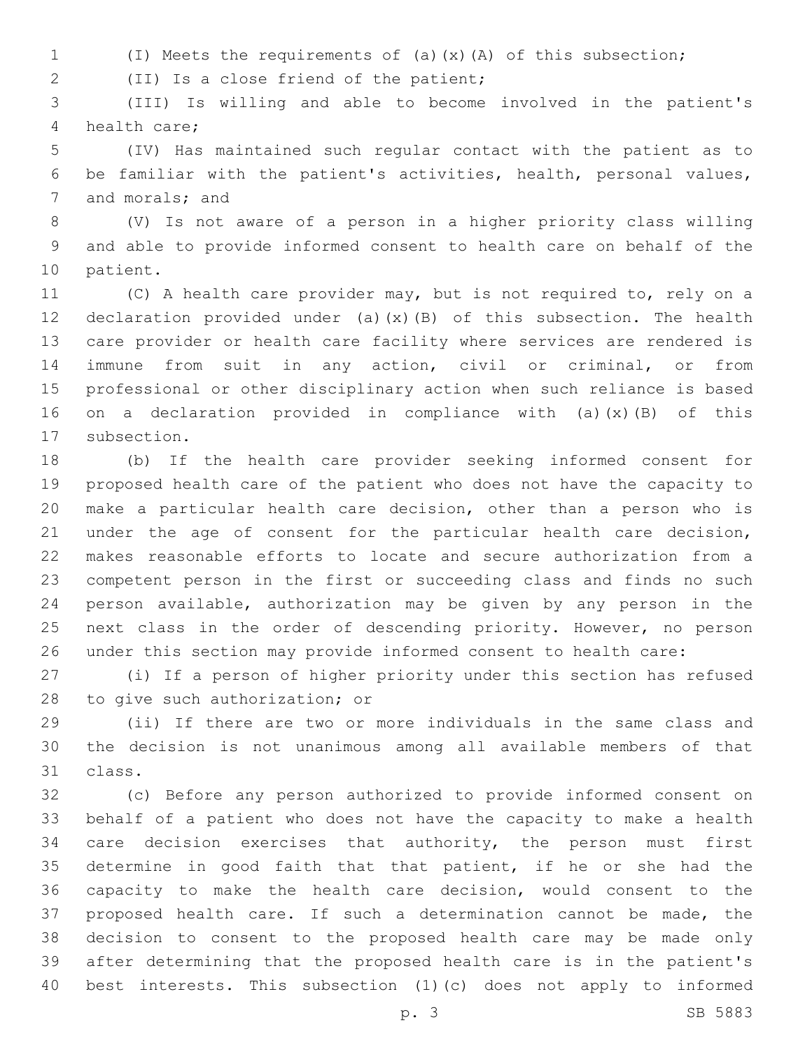(I) Meets the requirements of (a)(x)(A) of this subsection;

(II) Is a close friend of the patient;

(III) Is willing and able to become involved in the patient's health care;

(IV) Has maintained such regular contact with the patient as to be familiar with the patient's activities, health, personal values, and morals; and

(V) Is not aware of a person in a higher priority class willing and able to provide informed consent to health care on behalf of the patient.

(C) A health care provider may, but is not required to, rely on a declaration provided under (a)(x)(B) of this subsection. The health care provider or health care facility where services are rendered is immune from suit in any action, civil or criminal, or from professional or other disciplinary action when such reliance is based on a declaration provided in compliance with (a)(x)(B) of this subsection.

(b) If the health care provider seeking informed consent for proposed health care of the patient who does not have the capacity to make a particular health care decision, other than a person who is under the age of consent for the particular health care decision, makes reasonable efforts to locate and secure authorization from a competent person in the first or succeeding class and finds no such person available, authorization may be given by any person in the next class in the order of descending priority. However, no person under this section may provide informed consent to health care:

(i) If a person of higher priority under this section has refused to give such authorization; or

(ii) If there are two or more individuals in the same class and the decision is not unanimous among all available members of that class.

(c) Before any person authorized to provide informed consent on behalf of a patient who does not have the capacity to make a health care decision exercises that authority, the person must first determine in good faith that that patient, if he or she had the capacity to make the health care decision, would consent to the proposed health care. If such a determination cannot be made, the decision to consent to the proposed health care may be made only after determining that the proposed health care is in the patient's best interests. This subsection (1)(c) does not apply to informed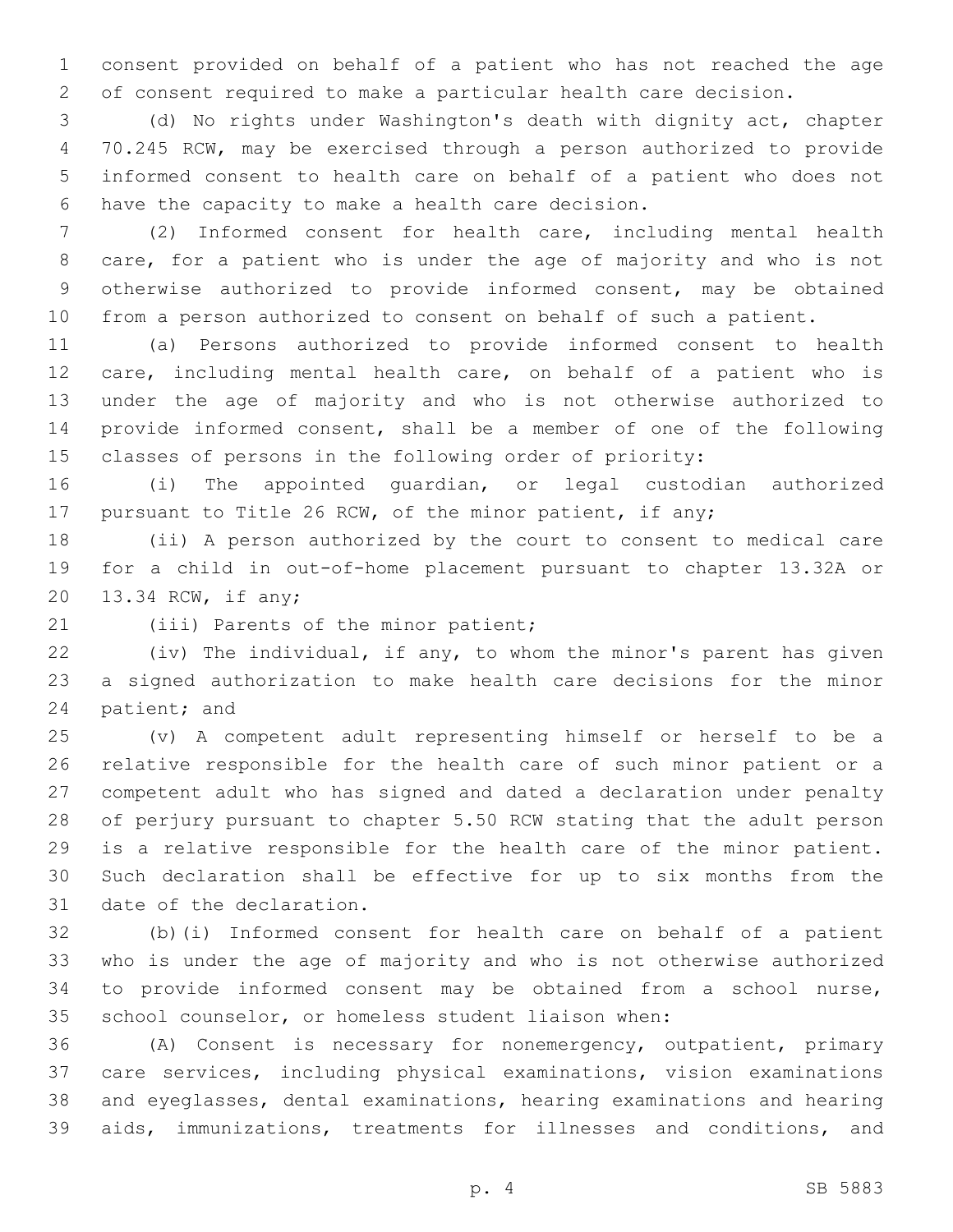consent provided on behalf of a patient who has not reached the age of consent required to make a particular health care decision.

(d) No rights under Washington's death with dignity act, chapter 70.245 RCW, may be exercised through a person authorized to provide informed consent to health care on behalf of a patient who does not have the capacity to make a health care decision.

(2) Informed consent for health care, including mental health care, for a patient who is under the age of majority and who is not otherwise authorized to provide informed consent, may be obtained from a person authorized to consent on behalf of such a patient.

(a) Persons authorized to provide informed consent to health care, including mental health care, on behalf of a patient who is under the age of majority and who is not otherwise authorized to provide informed consent, shall be a member of one of the following classes of persons in the following order of priority:

(i) The appointed guardian, or legal custodian authorized pursuant to Title 26 RCW, of the minor patient, if any;

(ii) A person authorized by the court to consent to medical care for a child in out-of-home placement pursuant to chapter 13.32A or 13.34 RCW, if any;

(iii) Parents of the minor patient;

(iv) The individual, if any, to whom the minor's parent has given a signed authorization to make health care decisions for the minor patient; and

(v) A competent adult representing himself or herself to be a relative responsible for the health care of such minor patient or a competent adult who has signed and dated a declaration under penalty of perjury pursuant to chapter 5.50 RCW stating that the adult person is a relative responsible for the health care of the minor patient. Such declaration shall be effective for up to six months from the date of the declaration.

(b)(i) Informed consent for health care on behalf of a patient who is under the age of majority and who is not otherwise authorized to provide informed consent may be obtained from a school nurse, school counselor, or homeless student liaison when:

(A) Consent is necessary for nonemergency, outpatient, primary care services, including physical examinations, vision examinations and eyeglasses, dental examinations, hearing examinations and hearing aids, immunizations, treatments for illnesses and conditions, and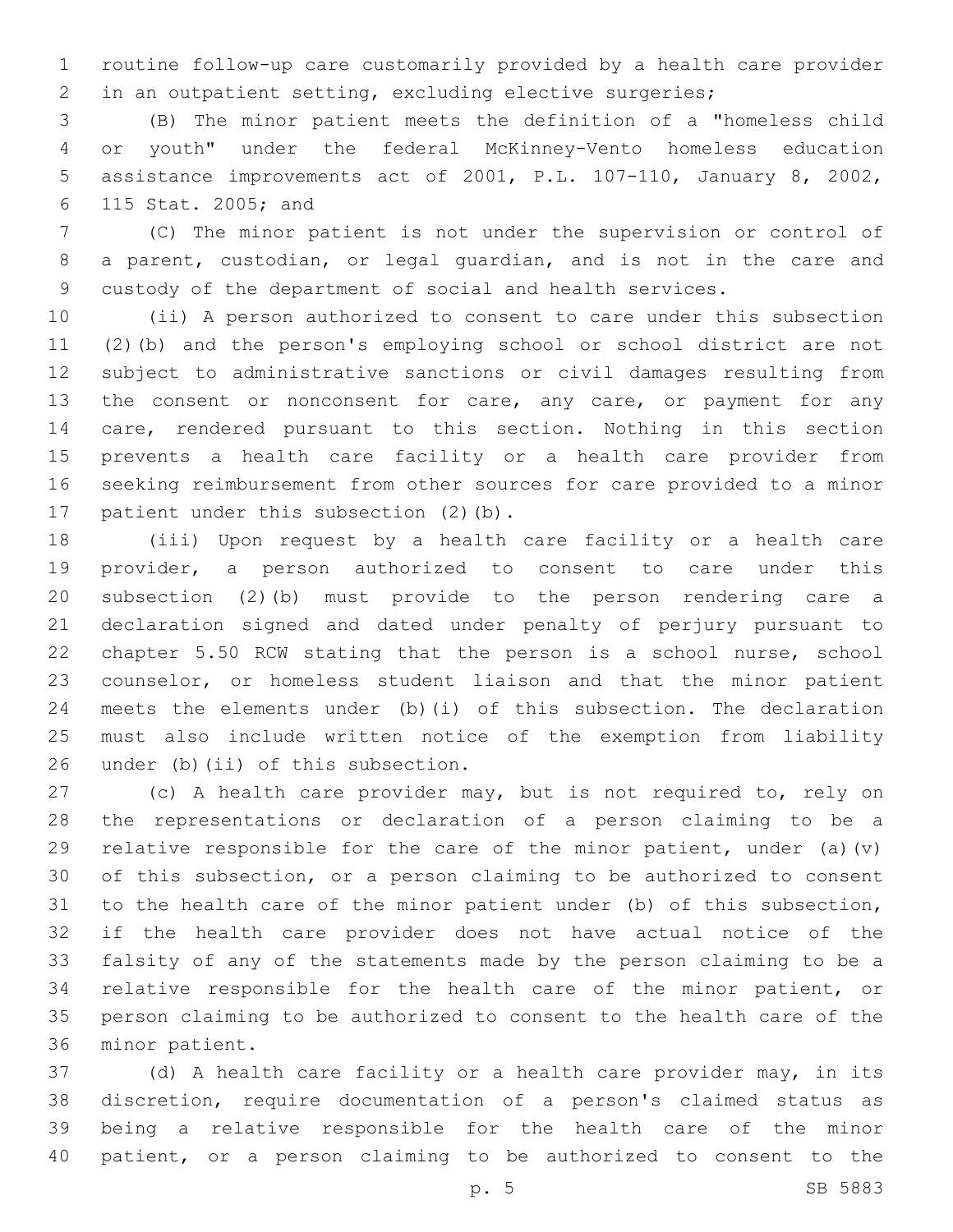routine follow-up care customarily provided by a health care provider in an outpatient setting, excluding elective surgeries;

(B) The minor patient meets the definition of a "homeless child or youth" under the federal McKinney-Vento homeless education assistance improvements act of 2001, P.L. 107-110, January 8, 2002, 115 Stat. 2005; and

(C) The minor patient is not under the supervision or control of a parent, custodian, or legal guardian, and is not in the care and custody of the department of social and health services.

(ii) A person authorized to consent to care under this subsection (2)(b) and the person's employing school or school district are not subject to administrative sanctions or civil damages resulting from the consent or nonconsent for care, any care, or payment for any care, rendered pursuant to this section. Nothing in this section prevents a health care facility or a health care provider from seeking reimbursement from other sources for care provided to a minor patient under this subsection (2)(b).

(iii) Upon request by a health care facility or a health care provider, a person authorized to consent to care under this subsection (2)(b) must provide to the person rendering care a declaration signed and dated under penalty of perjury pursuant to chapter 5.50 RCW stating that the person is a school nurse, school counselor, or homeless student liaison and that the minor patient meets the elements under (b)(i) of this subsection. The declaration must also include written notice of the exemption from liability under (b)(ii) of this subsection.

(c) A health care provider may, but is not required to, rely on the representations or declaration of a person claiming to be a relative responsible for the care of the minor patient, under (a)(v) of this subsection, or a person claiming to be authorized to consent to the health care of the minor patient under (b) of this subsection, if the health care provider does not have actual notice of the falsity of any of the statements made by the person claiming to be a relative responsible for the health care of the minor patient, or person claiming to be authorized to consent to the health care of the minor patient.

(d) A health care facility or a health care provider may, in its discretion, require documentation of a person's claimed status as being a relative responsible for the health care of the minor patient, or a person claiming to be authorized to consent to the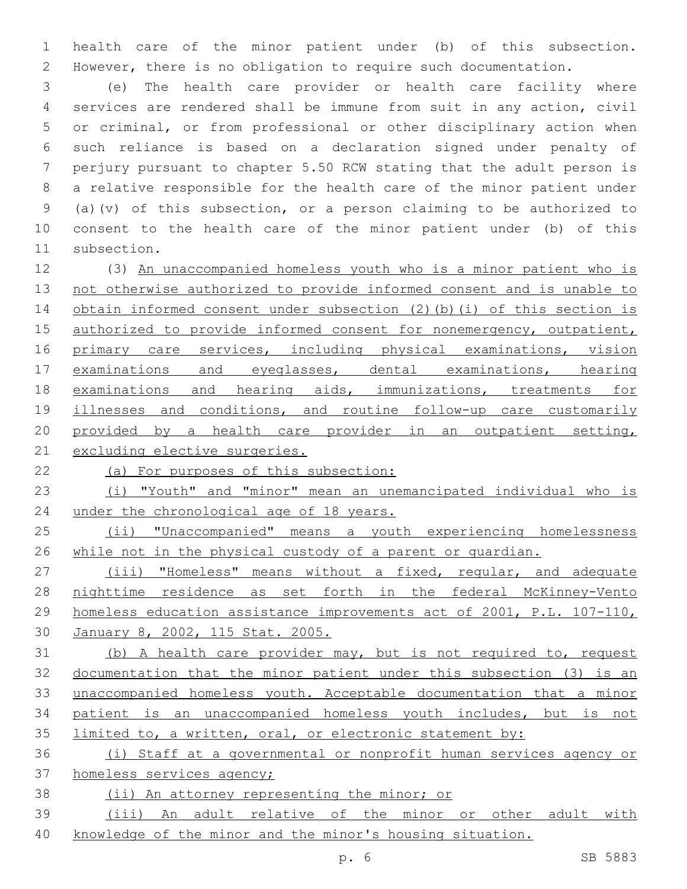health care of the minor patient under (b) of this subsection. However, there is no obligation to require such documentation.

(e) The health care provider or health care facility where services are rendered shall be immune from suit in any action, civil or criminal, or from professional or other disciplinary action when such reliance is based on a declaration signed under penalty of perjury pursuant to chapter 5.50 RCW stating that the adult person is a relative responsible for the health care of the minor patient under (a)(v) of this subsection, or a person claiming to be authorized to consent to the health care of the minor patient under (b) of this subsection.

(3) An unaccompanied homeless youth who is a minor patient who is not otherwise authorized to provide informed consent and is unable to obtain informed consent under subsection (2)(b)(i) of this section is authorized to provide informed consent for nonemergency, outpatient, primary care services, including physical examinations, vision examinations and eyeglasses, dental examinations, hearing examinations and hearing aids, immunizations, treatments for illnesses and conditions, and routine follow-up care customarily provided by a health care provider in an outpatient setting, excluding elective surgeries.

(a) For purposes of this subsection:

(i) "Youth" and "minor" mean an unemancipated individual who is under the chronological age of 18 years.

(ii) "Unaccompanied" means a youth experiencing homelessness while not in the physical custody of a parent or guardian.

(iii) "Homeless" means without a fixed, regular, and adequate nighttime residence as set forth in the federal McKinney-Vento homeless education assistance improvements act of 2001, P.L. 107-110, January 8, 2002, 115 Stat. 2005.

(b) A health care provider may, but is not required to, request documentation that the minor patient under this subsection (3) is an unaccompanied homeless youth. Acceptable documentation that a minor patient is an unaccompanied homeless youth includes, but is not limited to, a written, oral, or electronic statement by:

(i) Staff at a governmental or nonprofit human services agency or homeless services agency;

(ii) An attorney representing the minor; or

(iii) An adult relative of the minor or other adult with knowledge of the minor and the minor's housing situation.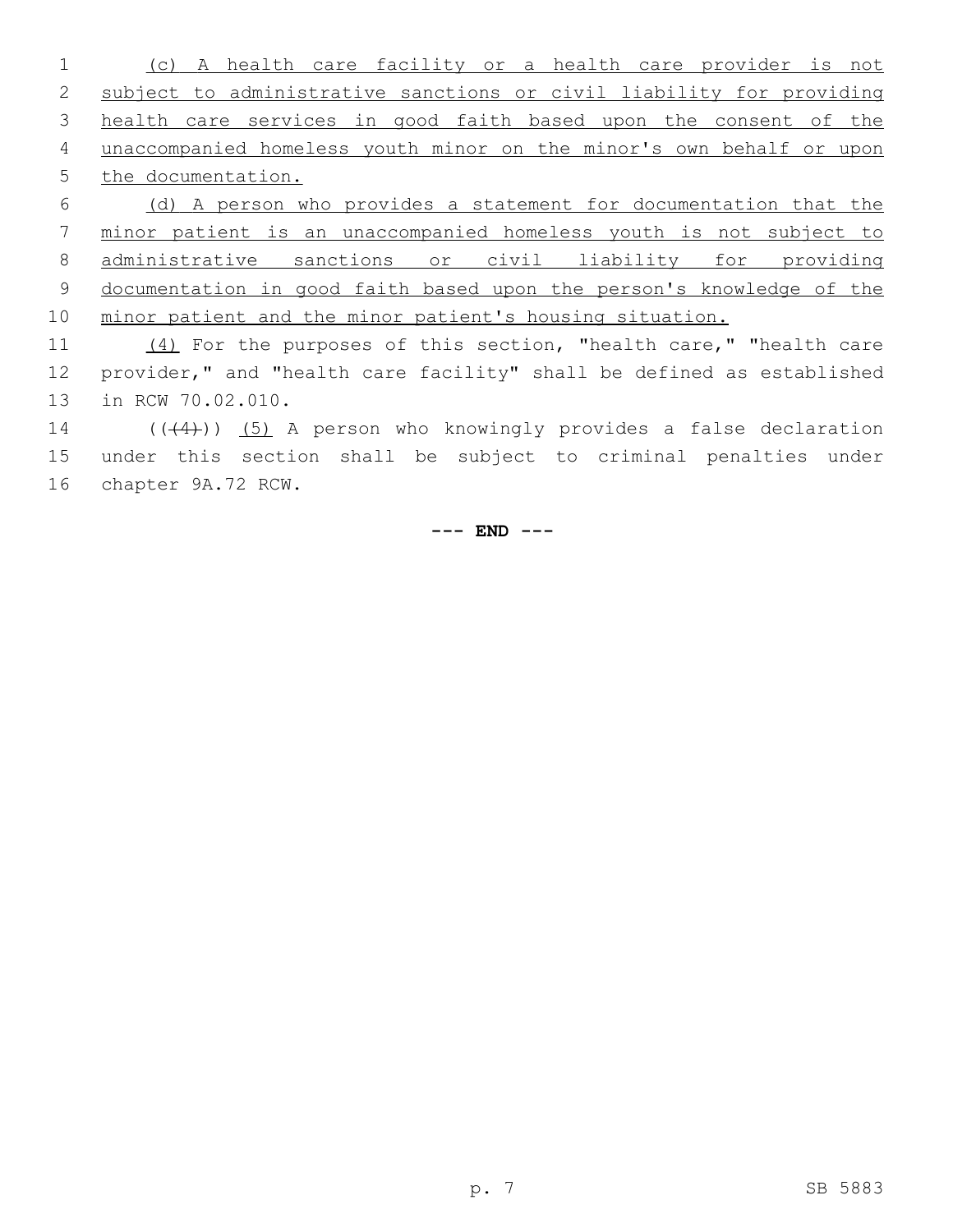(c) A health care facility or a health care provider is not subject to administrative sanctions or civil liability for providing health care services in good faith based upon the consent of the unaccompanied homeless youth minor on the minor's own behalf or upon the documentation.

(d) A person who provides a statement for documentation that the minor patient is an unaccompanied homeless youth is not subject to administrative sanctions or civil liability for providing documentation in good faith based upon the person's knowledge of the minor patient and the minor patient's housing situation.

(4) For the purposes of this section, "health care," "health care provider," and "health care facility" shall be defined as established in RCW 70.02.010.

(((4))) (5) A person who knowingly provides a false declaration under this section shall be subject to criminal penalties under chapter 9A.72 RCW.

**--- END ---**